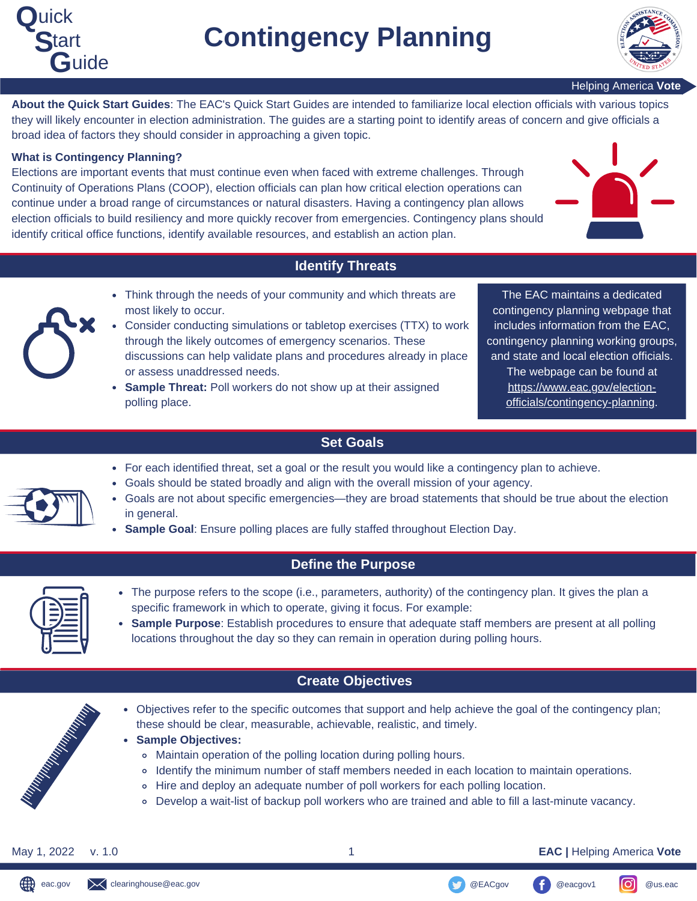# Quick Start Guide

# Contingency Planning

Helping America **Vote**

**About the Quick Start Guides**: The EAC's Quick Start Guides are intended to familiarize local election officials with various topics they will likely encounter in election administration. The guides are a starting point to identify areas of concern and give officials a broad idea of factors they should consider in approaching a given topic.

**What is Contingency Planning?**

Elections are important events that must continue even when faced with extreme challenges. Through Continuity of Operations Plans (COOP), election officials can plan how critical election operations can continue under a broad range of circumstances or natural disasters. Having a contingency plan allows election officials to build resiliency and more quickly recover from emergencies. Contingency plans should identify critical office functions, identify available resources, and establish an action plan.

## Identify Threats

- Think through the needs of your community and which threats are most likely to occur.
- Consider conducting simulations or tabletop exercises (TTX) to work through the likely outcomes of emergency scenarios. These discussions can help validate plans and procedures already in place or assess unaddressed needs.
- **Sample Threat:** Poll workers do not show up at their assigned polling place.

The EAC maintains a dedicated contingency planning webpage that includes information from the EAC, contingency planning working groups, and state and local election officials. The webpage can be found at https://www.eac.gov/election-officials/contingency-planning.

## Set Goals

- For each identified threat, set a goal or the result you would like a contingency plan to achieve.
- Goals should be stated broadly and align with the overall mission of your agency.
- Goals are not about specific emergencies—they are broad statements that should be true about the election in general.
- **Sample Goal**: Ensure polling places are fully staffed throughout Election Day.

## Define the Purpose

- The purpose refers to the scope (i.e., parameters, authority) of the contingency plan. It gives the plan a specific framework in which to operate, giving it focus. For example:
- **Sample Purpose**: Establish procedures to ensure that adequate staff members are present at all polling locations throughout the day so they can remain in operation during polling hours.

## Create Objectives

- Objectives refer to the specific outcomes that support and help achieve the goal of the contingency plan; these should be clear, measurable, achievable, realistic, and timely.
- **Sample Objectives:**
  - Maintain operation of the polling location during polling hours.
  - Identify the minimum number of staff members needed in each location to maintain operations.
  - Hire and deploy an adequate number of poll workers for each polling location.
  - Develop a wait-list of backup poll workers who are trained and able to fill a last-minute vacancy.

May 1, 2022 v. 1.0

**EAC |** Helping America **Vote**

eac.gov | clearinghouse@eac.gov | @EACgov | @eacgov1 | @us.eac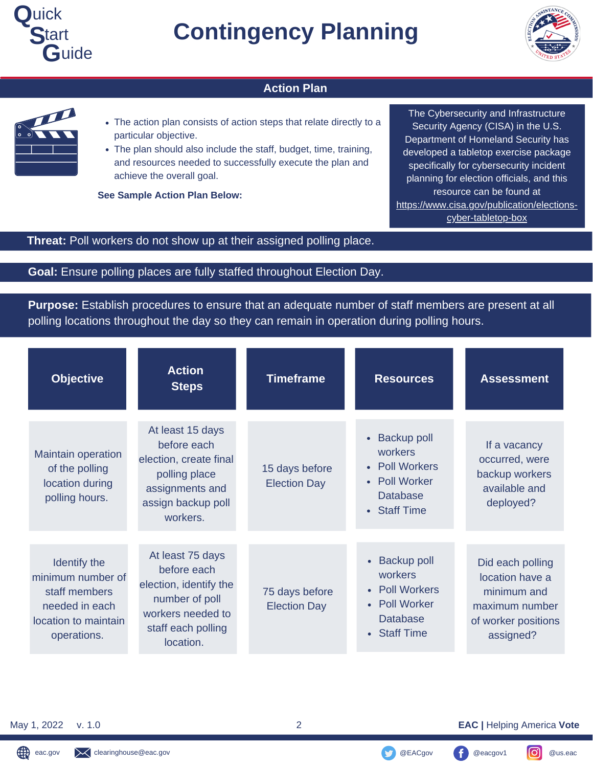# Contingency Planning

## Action Plan

- The action plan consists of action steps that relate directly to a particular objective.
- The plan should also include the staff, budget, time, training, and resources needed to successfully execute the plan and achieve the overall goal.

**See Sample Action Plan Below:**

The Cybersecurity and Infrastructure Security Agency (CISA) in the U.S. Department of Homeland Security has developed a tabletop exercise package specifically for cybersecurity incident planning for election officials, and this resource can be found at https://www.cisa.gov/publication/elections-cyber-tabletop-box

**Threat:** Poll workers do not show up at their assigned polling place.

**Goal:** Ensure polling places are fully staffed throughout Election Day.

**Purpose:** Establish procedures to ensure that an adequate number of staff members are present at all polling locations throughout the day so they can remain in operation during polling hours.

| Objective | Action Steps | Timeframe | Resources | Assessment |
|---|---|---|---|---|
| Maintain operation of the polling location during polling hours. | At least 15 days before each election, create final polling place assignments and assign backup poll workers. | 15 days before Election Day | • Backup poll workers<br>• Poll Workers<br>• Poll Worker Database<br>• Staff Time | If a vacancy occurred, were backup workers available and deployed? |
| Identify the minimum number of staff members needed in each location to maintain operations. | At least 75 days before each election, identify the number of poll workers needed to staff each polling location. | 75 days before Election Day | • Backup poll workers<br>• Poll Workers<br>• Poll Worker Database<br>• Staff Time | Did each polling location have a minimum and maximum number of worker positions assigned? |

May 1, 2022 v. 1.0

EAC | Helping America Vote

eac.gov clearinghouse@eac.gov @EACgov @eacgov1 @us.eac